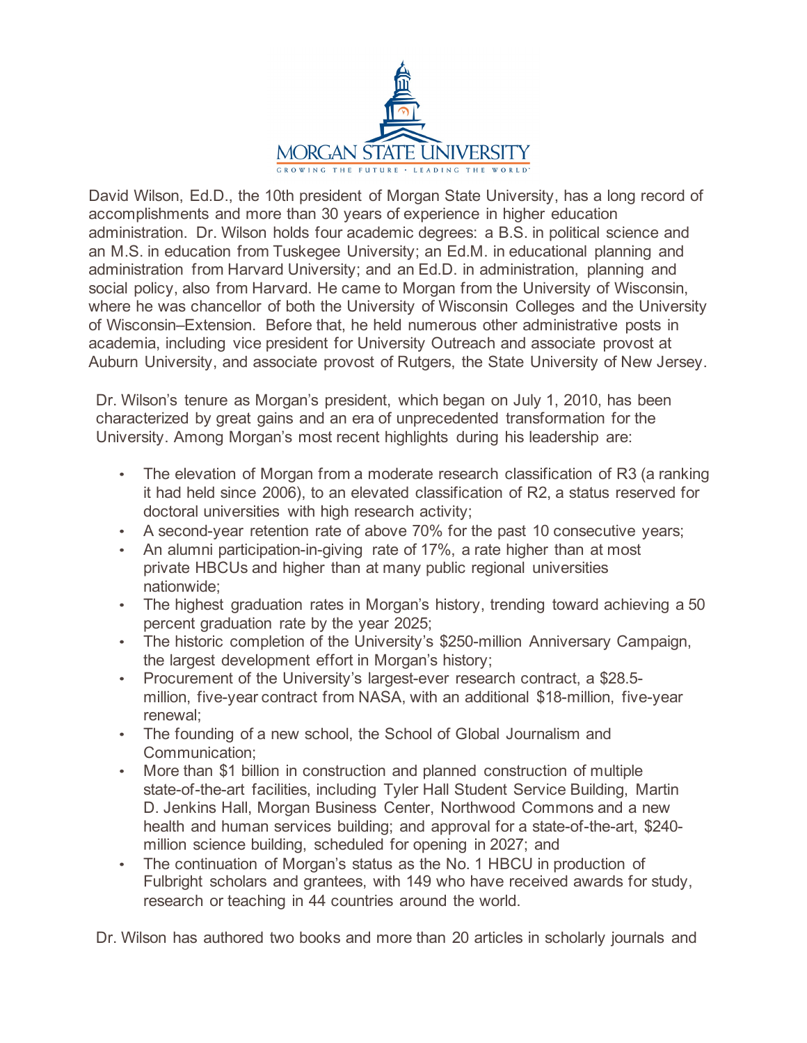MORGAN STATE UNIVERSITY

GROWING THE FUTURE · LEADING THE WORLD

David Wilson, Ed.D., the 10th president of Morgan State University, has a long record of accomplishments and more than 30 years of experience in higher education administration. Dr. Wilson holds four academic degrees: a B.S. in political science and an M.S. in education from Tuskegee University; an Ed.M. in educational planning and administration from Harvard University; and an Ed.D. in administration, planning and social policy, also from Harvard. He came to Morgan from the University of Wisconsin, where he was chancellor of both the University of Wisconsin Colleges and the University of Wisconsin–Extension. Before that, he held numerous other administrative posts in academia, including vice president for University Outreach and associate provost at Auburn University, and associate provost of Rutgers, the State University of New Jersey.

Dr. Wilson's tenure as Morgan's president, which began on July 1, 2010, has been characterized by great gains and an era of unprecedented transformation for the University. Among Morgan's most recent highlights during his leadership are:

- The elevation of Morgan from a moderate research classification of R3 (a ranking it had held since 2006), to an elevated classification of R2, a status reserved for doctoral universities with high research activity;
- A second-year retention rate of above 70% for the past 10 consecutive years;
- An alumni participation-in-giving rate of 17%, a rate higher than at most private HBCUs and higher than at many public regional universities nationwide;
- The highest graduation rates in Morgan's history, trending toward achieving a 50 percent graduation rate by the year 2025;
- The historic completion of the University's $250-million Anniversary Campaign, the largest development effort in Morgan's history;
- Procurement of the University's largest-ever research contract, a $28.5-million, five-year contract from NASA, with an additional $18-million, five-year renewal;
- The founding of a new school, the School of Global Journalism and Communication;
- More than $1 billion in construction and planned construction of multiple state-of-the-art facilities, including Tyler Hall Student Service Building, Martin D. Jenkins Hall, Morgan Business Center, Northwood Commons and a new health and human services building; and approval for a state-of-the-art, $240-million science building, scheduled for opening in 2027; and
- The continuation of Morgan's status as the No. 1 HBCU in production of Fulbright scholars and grantees, with 149 who have received awards for study, research or teaching in 44 countries around the world.

Dr. Wilson has authored two books and more than 20 articles in scholarly journals and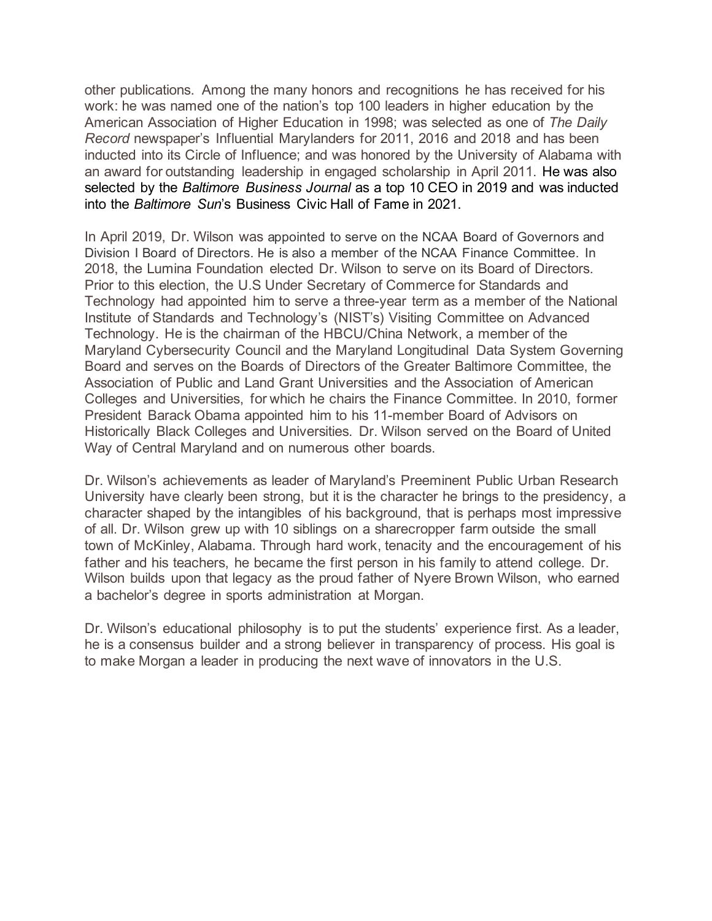other publications. Among the many honors and recognitions he has received for his work: he was named one of the nation's top 100 leaders in higher education by the American Association of Higher Education in 1998; was selected as one of *The Daily Record* newspaper's Influential Marylanders for 2011, 2016 and 2018 and has been inducted into its Circle of Influence; and was honored by the University of Alabama with an award for outstanding leadership in engaged scholarship in April 2011. He was also selected by the *Baltimore Business Journal* as a top 10 CEO in 2019 and was inducted into the *Baltimore Sun*'s Business Civic Hall of Fame in 2021.

In April 2019, Dr. Wilson was appointed to serve on the NCAA Board of Governors and Division I Board of Directors. He is also a member of the NCAA Finance Committee. In 2018, the Lumina Foundation elected Dr. Wilson to serve on its Board of Directors. Prior to this election, the U.S Under Secretary of Commerce for Standards and Technology had appointed him to serve a three-year term as a member of the National Institute of Standards and Technology's (NIST's) Visiting Committee on Advanced Technology. He is the chairman of the HBCU/China Network, a member of the Maryland Cybersecurity Council and the Maryland Longitudinal Data System Governing Board and serves on the Boards of Directors of the Greater Baltimore Committee, the Association of Public and Land Grant Universities and the Association of American Colleges and Universities, for which he chairs the Finance Committee. In 2010, former President Barack Obama appointed him to his 11-member Board of Advisors on Historically Black Colleges and Universities. Dr. Wilson served on the Board of United Way of Central Maryland and on numerous other boards.

Dr. Wilson's achievements as leader of Maryland's Preeminent Public Urban Research University have clearly been strong, but it is the character he brings to the presidency, a character shaped by the intangibles of his background, that is perhaps most impressive of all. Dr. Wilson grew up with 10 siblings on a sharecropper farm outside the small town of McKinley, Alabama. Through hard work, tenacity and the encouragement of his father and his teachers, he became the first person in his family to attend college. Dr. Wilson builds upon that legacy as the proud father of Nyere Brown Wilson, who earned a bachelor's degree in sports administration at Morgan.

Dr. Wilson's educational philosophy is to put the students' experience first. As a leader, he is a consensus builder and a strong believer in transparency of process. His goal is to make Morgan a leader in producing the next wave of innovators in the U.S.